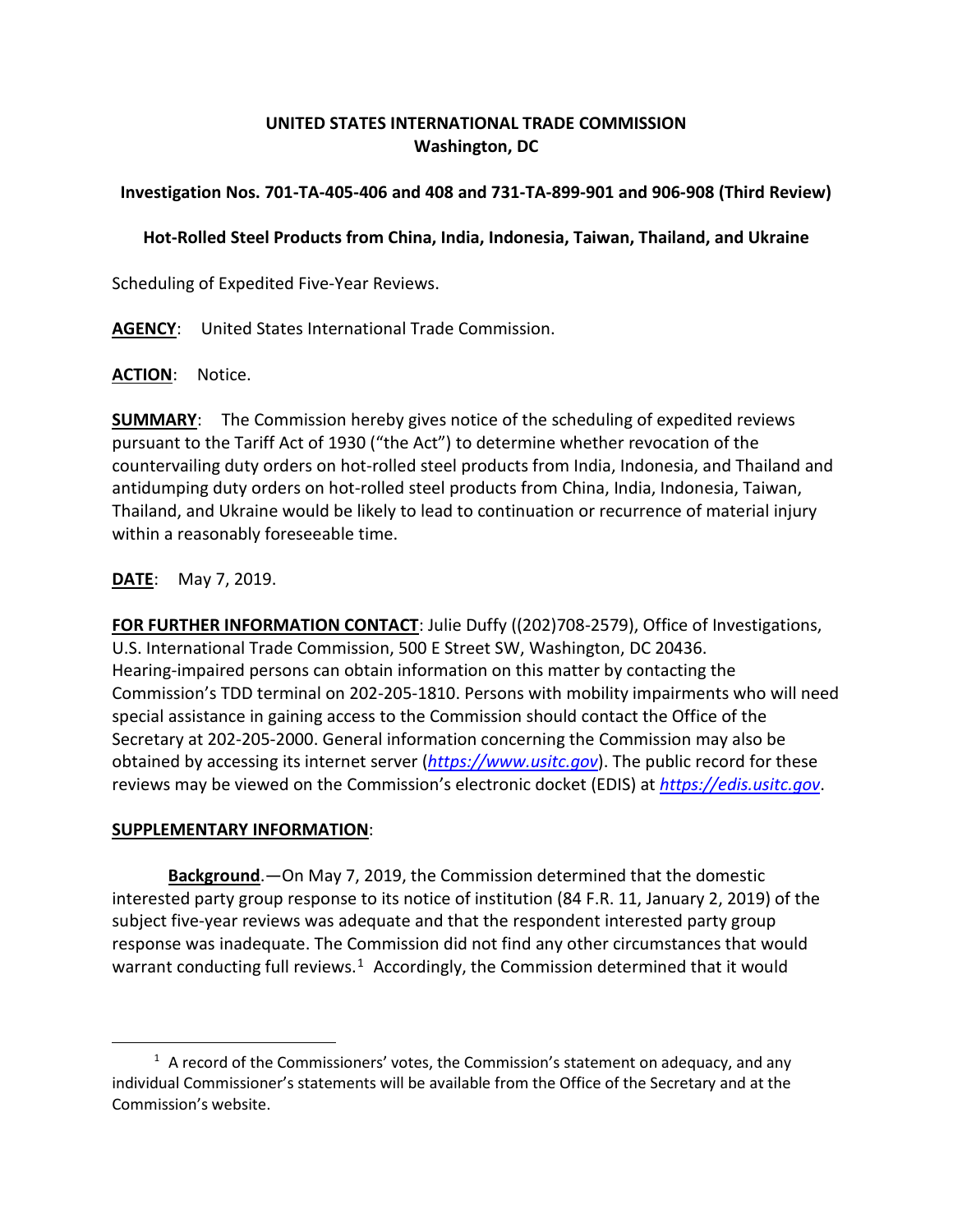**UNITED STATES INTERNATIONAL TRADE COMMISSION**
**Washington, DC**

**Investigation Nos. 701-TA-405-406 and 408 and 731-TA-899-901 and 906-908 (Third Review)**

**Hot-Rolled Steel Products from China, India, Indonesia, Taiwan, Thailand, and Ukraine**

Scheduling of Expedited Five-Year Reviews.

**AGENCY**: United States International Trade Commission.

**ACTION**: Notice.

**SUMMARY**: The Commission hereby gives notice of the scheduling of expedited reviews pursuant to the Tariff Act of 1930 ("the Act") to determine whether revocation of the countervailing duty orders on hot-rolled steel products from India, Indonesia, and Thailand and antidumping duty orders on hot-rolled steel products from China, India, Indonesia, Taiwan, Thailand, and Ukraine would be likely to lead to continuation or recurrence of material injury within a reasonably foreseeable time.

**DATE**: May 7, 2019.

**FOR FURTHER INFORMATION CONTACT**: Julie Duffy ((202)708-2579), Office of Investigations, U.S. International Trade Commission, 500 E Street SW, Washington, DC 20436. Hearing-impaired persons can obtain information on this matter by contacting the Commission's TDD terminal on 202-205-1810. Persons with mobility impairments who will need special assistance in gaining access to the Commission should contact the Office of the Secretary at 202-205-2000. General information concerning the Commission may also be obtained by accessing its internet server (*https://www.usitc.gov*). The public record for these reviews may be viewed on the Commission's electronic docket (EDIS) at *https://edis.usitc.gov*.

**SUPPLEMENTARY INFORMATION**:

**Background**.—On May 7, 2019, the Commission determined that the domestic interested party group response to its notice of institution (84 F.R. 11, January 2, 2019) of the subject five-year reviews was adequate and that the respondent interested party group response was inadequate. The Commission did not find any other circumstances that would warrant conducting full reviews.[1] Accordingly, the Commission determined that it would

[1] A record of the Commissioners' votes, the Commission's statement on adequacy, and any individual Commissioner's statements will be available from the Office of the Secretary and at the Commission's website.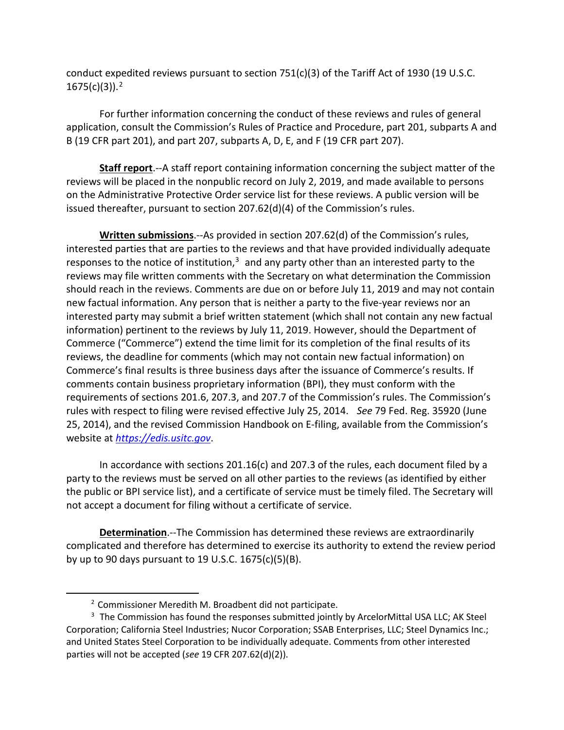conduct expedited reviews pursuant to section 751(c)(3) of the Tariff Act of 1930 (19 U.S.C. 1675(c)(3)).[2]

For further information concerning the conduct of these reviews and rules of general application, consult the Commission's Rules of Practice and Procedure, part 201, subparts A and B (19 CFR part 201), and part 207, subparts A, D, E, and F (19 CFR part 207).

**Staff report**.--A staff report containing information concerning the subject matter of the reviews will be placed in the nonpublic record on July 2, 2019, and made available to persons on the Administrative Protective Order service list for these reviews. A public version will be issued thereafter, pursuant to section 207.62(d)(4) of the Commission's rules.

**Written submissions**.--As provided in section 207.62(d) of the Commission's rules, interested parties that are parties to the reviews and that have provided individually adequate responses to the notice of institution,[3] and any party other than an interested party to the reviews may file written comments with the Secretary on what determination the Commission should reach in the reviews. Comments are due on or before July 11, 2019 and may not contain new factual information. Any person that is neither a party to the five-year reviews nor an interested party may submit a brief written statement (which shall not contain any new factual information) pertinent to the reviews by July 11, 2019. However, should the Department of Commerce ("Commerce") extend the time limit for its completion of the final results of its reviews, the deadline for comments (which may not contain new factual information) on Commerce's final results is three business days after the issuance of Commerce's results. If comments contain business proprietary information (BPI), they must conform with the requirements of sections 201.6, 207.3, and 207.7 of the Commission's rules. The Commission's rules with respect to filing were revised effective July 25, 2014. *See* 79 Fed. Reg. 35920 (June 25, 2014), and the revised Commission Handbook on E-filing, available from the Commission's website at *https://edis.usitc.gov*.

In accordance with sections 201.16(c) and 207.3 of the rules, each document filed by a party to the reviews must be served on all other parties to the reviews (as identified by either the public or BPI service list), and a certificate of service must be timely filed. The Secretary will not accept a document for filing without a certificate of service.

**Determination**.--The Commission has determined these reviews are extraordinarily complicated and therefore has determined to exercise its authority to extend the review period by up to 90 days pursuant to 19 U.S.C. 1675(c)(5)(B).

---

[2] Commissioner Meredith M. Broadbent did not participate.

[3] The Commission has found the responses submitted jointly by ArcelorMittal USA LLC; AK Steel Corporation; California Steel Industries; Nucor Corporation; SSAB Enterprises, LLC; Steel Dynamics Inc.; and United States Steel Corporation to be individually adequate. Comments from other interested parties will not be accepted (*see* 19 CFR 207.62(d)(2)).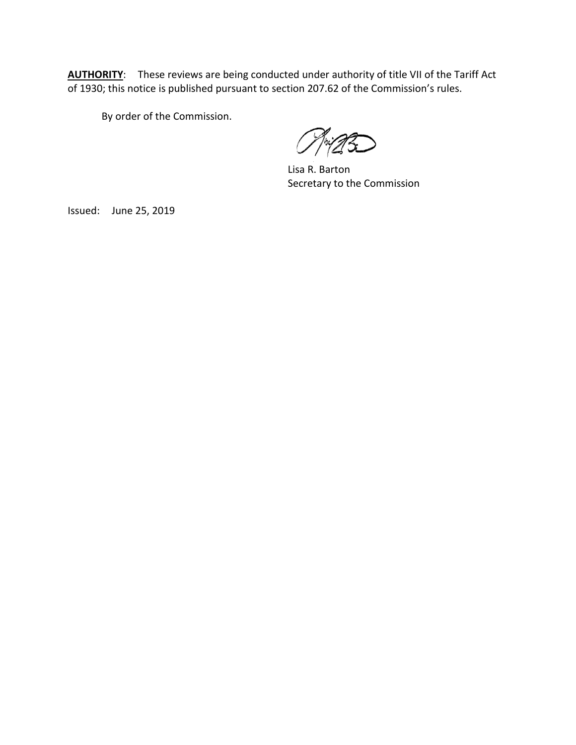**AUTHORITY**: These reviews are being conducted under authority of title VII of the Tariff Act of 1930; this notice is published pursuant to section 207.62 of the Commission's rules.

By order of the Commission.

Lisa R. Barton
Secretary to the Commission

Issued: June 25, 2019